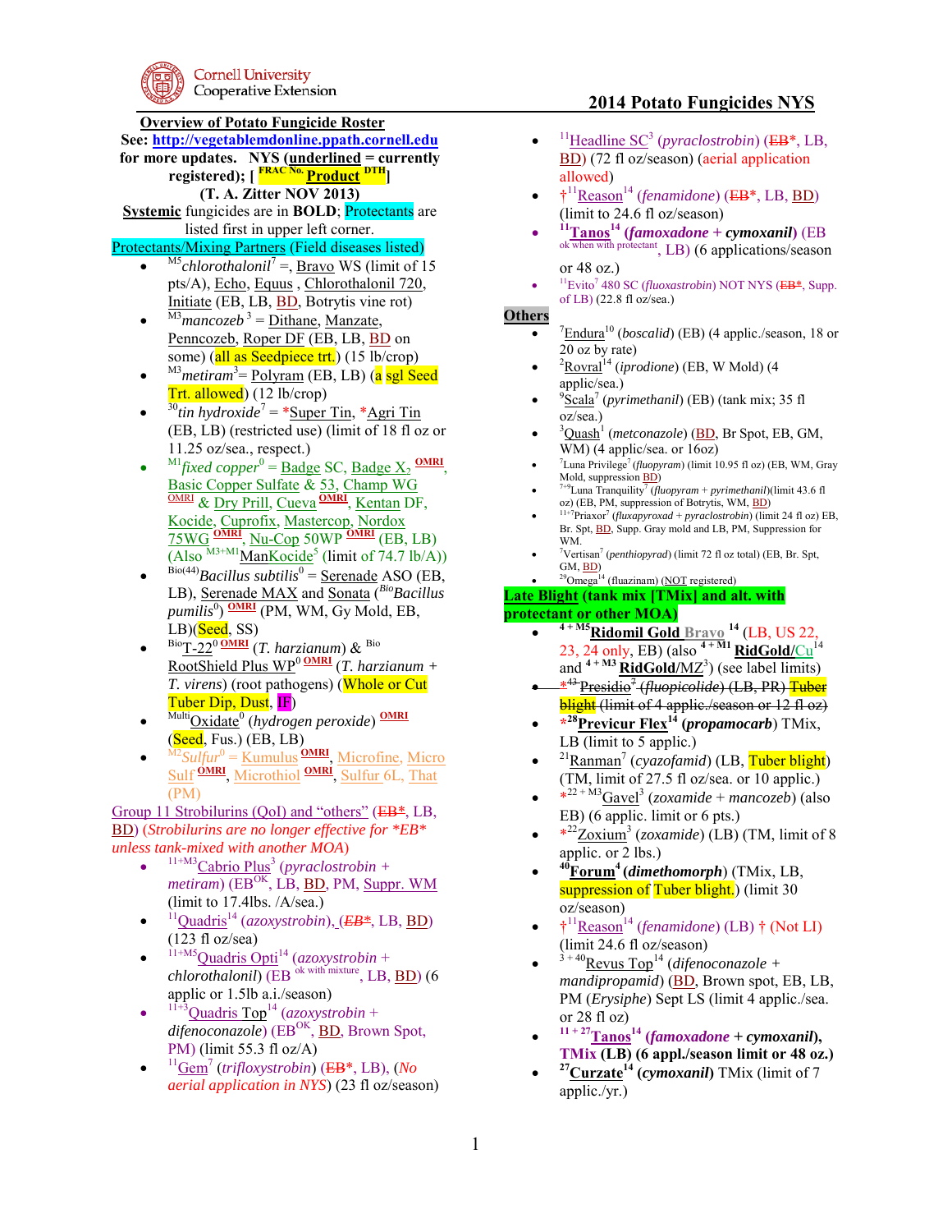# 2014 Potato Fungicides NYS

Cornell University Cooperative Extension

## Overview of Potato Fungicide Roster

**See: http://vegetablemdonline.ppath.cornell.edu for more updates. NYS (underlined = currently registered); [ FRAC No. Product DTH]**

**(T. A. Zitter NOV 2013)**

**Systemic** fungicides are in **BOLD**; Protectants are listed first in upper left corner.

### Protectants/Mixing Partners (Field diseases listed)

- M5 *chlorothalonil* 7 =, Bravo WS (limit of 15 pts/A), Echo, Equus , Chlorothalonil 720, Initiate (EB, LB, BD, Botrytis vine rot)
- M3 *mancozeb* 3 = Dithane, Manzate, Penncozeb, Roper DF (EB, LB, BD on some) (all as Seedpiece trt.) (15 lb/crop)
- M3 *metiram* 3 = Polyram (EB, LB) (a sgl Seed Trt. allowed) (12 lb/crop)
- 30 *tin hydroxide* 7 = *Super Tin, *Agri Tin (EB, LB) (restricted use) (limit of 18 fl oz or 11.25 oz/sea., respect.)
- M1 *fixed copper* 0 = Badge SC, Badge X2 OMRI, Basic Copper Sulfate & 53, Champ WG OMRI & Dry Prill, Cueva OMRI, Kentan DF, Kocide, Cuprofix, Mastercop, Nordox 75WG OMRI, Nu-Cop 50WP OMRI (EB, LB) (Also M3+M1 ManKocide 5 (limit of 74.7 lb/A))
- Bio(44) *Bacillus subtilis* 0 = Serenade ASO (EB, LB), Serenade MAX and Sonata (Bio *Bacillus pumilis* 0) OMRI (PM, WM, Gy Mold, EB, LB)(Seed, SS)
- Bio T-22 0 OMRI (*T. harzianum*) & Bio RootShield Plus WP 0 OMRI (*T. harzianum* + *T. virens*) (root pathogens) (Whole or Cut Tuber Dip, Dust, IF)
- Multi Oxidate 0 (*hydrogen peroxide*) OMRI (Seed, Fus.) (EB, LB)
- M2 *Sulfur* 0 = Kumulus OMRI, Microfine, Micro Sulf OMRI, Microthiol OMRI, Sulfur 6L, That (PM)

### Group 11 Strobilurins (QoI) and "others" (~~EB*~~, LB, BD) (*Strobilurins are no longer effective for *EB* unless tank-mixed with another MOA*)

- 11+M3 Cabrio Plus 3 (*pyraclostrobin + metiram*) (EB OK, LB, BD, PM, Suppr. WM (limit to 17.4lbs. /A/sea.)
- 11 Quadris 14 (*azoxystrobin*), (~~*EB**~~, LB, BD) (123 fl oz/sea)
- 11+M5 Quadris Opti 14 (*azoxystrobin + chlorothalonil*) (EB ok with mixture, LB, BD) (6 applic or 1.5lb a.i./season)
- 11+3 Quadris Top 14 (*azoxystrobin + difenoconazole*) (EB OK, BD, Brown Spot, PM) (limit 55.3 fl oz/A)
- 11 Gem 7 (*trifloxystrobin*) (~~EB*~~, LB), (*No aerial application in NYS*) (23 fl oz/season)
- 11 Headline SC 3 (*pyraclostrobin*) (~~EB*~~, LB, BD) (72 fl oz/season) (aerial application allowed)
- †11 Reason 14 (*fenamidone*) (~~EB*~~, LB, BD) (limit to 24.6 fl oz/season)
- **11 Tanos 14 (*famoxadone* + *cymoxanil*)** (EB ok when with protectant, LB) (6 applications/season or 48 oz.)
- 11 Evito 7 480 SC (*fluoxastrobin*) NOT NYS (~~EB*~~, Supp. of LB) (22.8 fl oz/sea.)

### Others

- 7 Endura 10 (*boscalid*) (EB) (4 applic./season, 18 or 20 oz by rate)
- 2 Rovral 14 (*iprodione*) (EB, W Mold) (4 applic/sea.)
- 9 Scala 7 (*pyrimethanil*) (EB) (tank mix; 35 fl oz/sea.)
- 3 Quash 1 (*metconazole*) (BD, Br Spot, EB, GM, WM) (4 applic/sea. or 16oz)
- 7 Luna Privilege 7 (*fluopyram*) (limit 10.95 fl oz) (EB, WM, Gray Mold, suppression BD)
- 7+9 Luna Tranquility 7 (*fluopyram + pyrimethanil*)(limit 43.6 fl oz) (EB, PM, suppression of Botrytis, WM, BD)
- 11+7 Priaxor 7 (*fluxapyroxad + pyraclostrobin*) (limit 24 fl oz) EB, Br. Spt, BD, Supp. Gray mold and LB, PM, Suppression for WM.
- 7 Vertisan 7 (*penthiopyrad*) (limit 72 fl oz total) (EB, Br. Spt, GM, BD)
- 29 Omega 14 (fluazinam) (NOT registered)

### Late Blight (tank mix [TMix] and alt. with protectant or other MOA)

- **4 + M5 Ridomil Gold Bravo 14** (LB, US 22, 23, 24 only, EB) (also **4 + M1 RidGold/Cu 14** and **4 + M3 RidGold/MZ 3**) (see label limits)
- ~~*43 Presidio 7 (*fluopicolide*) (LB, PR) Tuber blight (limit of 4 applic./season or 12 fl oz)~~
- ***28 Previcur Flex 14 (*propamocarb*)** TMix, LB (limit to 5 applic.)
- 21 Ranman 7 (*cyazofamid*) (LB, Tuber blight) (TM, limit of 27.5 fl oz/sea. or 10 applic.)
- *22 + M3 Gavel 3 (*zoxamide + mancozeb*) (also EB) (6 applic. limit or 6 pts.)
- *22 Zoxium 3 (*zoxamide*) (LB) (TM, limit of 8 applic. or 2 lbs.)
- **40 Forum 4 (*dimethomorph*)** (TMix, LB, suppression of Tuber blight.) (limit 30 oz/season)
- †11 Reason 14 (*fenamidone*) (LB) † (Not LI) (limit 24.6 fl oz/season)
- 3 + 40 Revus Top 14 (*difenoconazole + mandipropamid*) (BD, Brown spot, EB, LB, PM (*Erysiphe*) Sept LS (limit 4 applic./sea. or 28 fl oz)
- **11 + 27 Tanos 14 (*famoxadone* + *cymoxanil*), TMix (LB) (6 appl./season limit or 48 oz.)**
- **27 Curzate 14 (*cymoxanil*)** TMix (limit of 7 applic./yr.)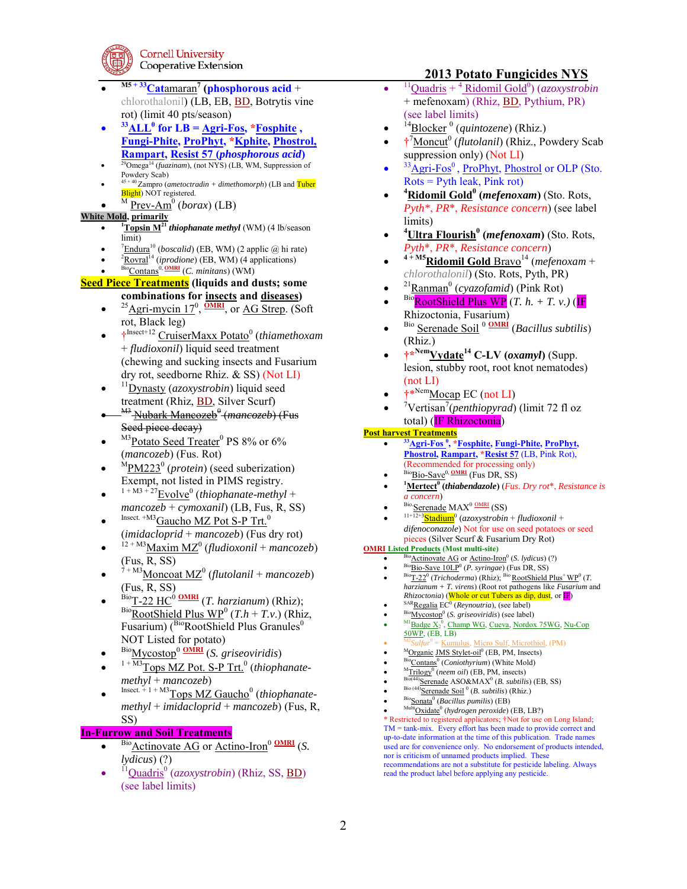# 2013 Potato Fungicides NYS

- [M5 + 33]Catamaran[7] **(phosphorous acid** + chlorothalonil) (LB, EB, BD, Botrytis vine rot) (limit 40 pts/season)
- **[33]ALL[0] for LB = Agri-Fos, *Fosphite , Fungi-Phite, ProPhyt, *Kphite, Phostrol, Rampart, Resist 57 (*phosphorous acid*)**
- [29]Omega[14] (*fuazinam*), (not NYS) (LB, WM, Suppression of Powdery Scab)
- [45 + 40]Zampro (*ametoctradin + dimethomorph*) (LB and Tuber Blight) NOT registered.
- [M] Prev-Am[0] (*borax*) (LB)

**White Mold, primarily**

- **[1]Topsin M[21] *thiophanate methyl*** (WM) (4 lb/season limit)
- [7]Endura[10] (*boscalid*) (EB, WM) (2 applic @ hi rate)
- [2]Rovral[14] (*iprodione*) (EB, WM) (4 applications)
- [Bio]Contans[0, OMRI] (*C. minitans*) (WM)

**Seed Piece Treatments (liquids and dusts; some combinations for insects and diseases)**

- [25]Agri-mycin 17[0], OMRI, or AG Strep. (Soft rot, Black leg)
- †[Insect+12] CruiserMaxx Potato[0] (*thiamethoxam + fludioxonil*) liquid seed treatment (chewing and sucking insects and Fusarium dry rot, seedborne Rhiz. & SS) (Not LI)
- [11]Dynasty (*azoxystrobin*) liquid seed treatment (Rhiz, BD, Silver Scurf)
- ~~[M3] Nubark Mancozeb[0] (*mancozeb*) (Fus Seed piece decay)~~
- [M3]Potato Seed Treater[0] PS 8% or 6% (*mancozeb*) (Fus. Rot)
- [M]PM223[0] (*protein*) (seed suberization) Exempt, not listed in PIMS registry.
- [1 + M3 + 27]Evolve[0] (*thiophanate-methyl + mancozeb + cymoxanil*) (LB, Fus, R, SS)
- [Insect. +M3]Gaucho MZ Pot S-P Trt.[0] (*imidacloprid + mancozeb*) (Fus dry rot)
- [12 + M3]Maxim MZ[0] (*fludioxonil + mancozeb*) (Fus, R, SS)
- [7 + M3]Moncoat MZ[0] (*flutolanil + mancozeb*) (Fus, R, SS)
- [Bio]T-22 HC[0] OMRI (*T. harzianum*) (Rhiz); [Bio]RootShield Plus WP[0] (*T.h + T.v.*) (Rhiz, Fusarium) ([Bio]RootShield Plus Granules[0] NOT Listed for potato)
- [Bio]Mycostop[0] OMRI (*S. griseoviridis*)
- [1 + M3]Tops MZ Pot. S-P Trt.[0] (*thiophanate-methyl + mancozeb*)
- [Insect. + 1 + M3]Tops MZ Gaucho[0] (*thiophanate-methyl + imidacloprid + mancozeb*) (Fus, R, SS)

**In-Furrow and Soil Treatments**

- [Bio]Actinovate AG or Actino-Iron[0] OMRI (*S. lydicus*) (?)
- [11]Quadris[0] (*azoxystrobin*) (Rhiz, SS, BD) (see label limits)
- [11]Quadris + [4] Ridomil Gold[0]) (*azoxystrobin* + mefenoxam) (Rhiz, BD, Pythium, PR) (see label limits)
- [14]Blocker [0] (*quintozene*) (Rhiz.)
- †[7]Moncut[0] (*flutolanil*) (Rhiz., Powdery Scab suppression only) (Not LI)
- [33]Agri-Fos[0] , ProPhyt, Phostrol or OLP (Sto. Rots = Pyth leak, Pink rot)
- **[4]Ridomil Gold[0] (*mefenoxam*)** (Sto. Rots, *Pyth*\*, *PR*\*, *Resistance concern*) (see label limits)
- **[4]Ultra Flourish[0] (*mefenoxam*)** (Sto. Rots, *Pyth*\*, *PR*\*, *Resistance concern*)
- [4 + M5]**Ridomil Gold** Bravo[14] (*mefenoxam + chlorothalonil*) (Sto. Rots, Pyth, PR)
- [21]Ranman[0] (*cyazofamid*) (Pink Rot)
- [Bio]RootShield Plus WP (*T. h. + T. v.*) (IF Rhizoctonia, Fusarium)
- [Bio] Serenade Soil [0] OMRI (*Bacillus subtilis*) (Rhiz.)
- †\*[Nem]**Vydate[14] C-LV (*oxamyl*)** (Supp. lesion, stubby root, root knot nematodes) (not LI)
- †\*[Nem]Mocap EC (not LI)
- [7]Vertisan[7](*penthiopyrad*) (limit 72 fl oz total) (IF Rhizoctonia)

**Post harvest Treatments**

- **[33]Agri-Fos [0], *Fosphite, Fungi-Phite, ProPhyt, Phostrol, Rampart, *Resist 57** (LB, Pink Rot), (Recommended for processing only)
- [Bio]Bio-Save[0, OMRI] (Fus DR, SS)
- **[1]Mertect[0] (*thiabendazole*)** (*Fus. Dry rot*\*, *Resistance is a concern*)
- [Bio]Serenade MAX[0] OMRI (SS)
- [11+12+3]Stadium[0] (*azoxystrobin + fludioxonil + difenoconazole*) Not for use on seed potatoes or seed pieces (Silver Scurf & Fusarium Dry Rot)

**OMRI Listed Products (Most multi-site)**

- [Bio]Actinovate AG or Actino-Iron[0] (*S. lydicus*) (?)
- [Bio]Bio-Save 10LP[0] (*P. syringae*) (Fus DR, SS)
- [Bio]T-22[0] (*Trichoderma*) (Rhiz); [Bio] RootShield Plus[+] WP[0] (*T. harzianum + T. virens*) (Root rot pathogens like *Fusarium* and *Rhizoctonia*) (Whole or cut Tubers as dip, dust, or IF)
- [SAR]Regalia EC[0] (*Reynoutria*), (see label)
- [Bio]Mycostop[0] (*S. griseoviridis*) (see label)
- [M1]Badge X[2][0], Champ WG, Cueva, Nordox 75WG, Nu-Cop 50WP, (EB, LB)
- [M2]*Sulfur*[0] = Kumulus, Micro Sulf, Microthiol, (PM)
- [M]Organic JMS Stylet-oil[0] (EB, PM, Insects)
- [Bio]Contans[0] (*Coniothyrium*) (White Mold)
- [M]Trilogy[0] (*neem oil*) (EB, PM, insects)
- [Bio(44)]Serenade ASO&MAX[0] (*B. subtilis*) (EB, SS)
- [Bio (44)]Serenade Soil [0] (*B. subtilis*) (Rhiz.)
- [Bio]Sonata[0] (*Bacillus pumilis*) (EB)
- [Multi]Oxidate[0] (*hydrogen peroxide*) (EB, LB?)

\* Restricted to registered applicators; †Not for use on Long Island; TM = tank-mix. Every effort has been made to provide correct and up-to-date information at the time of this publication. Trade names used are for convenience only. No endorsement of products intended, nor is criticism of unnamed products implied. These recommendations are not a substitute for pesticide labeling. Always read the product label before applying any pesticide.